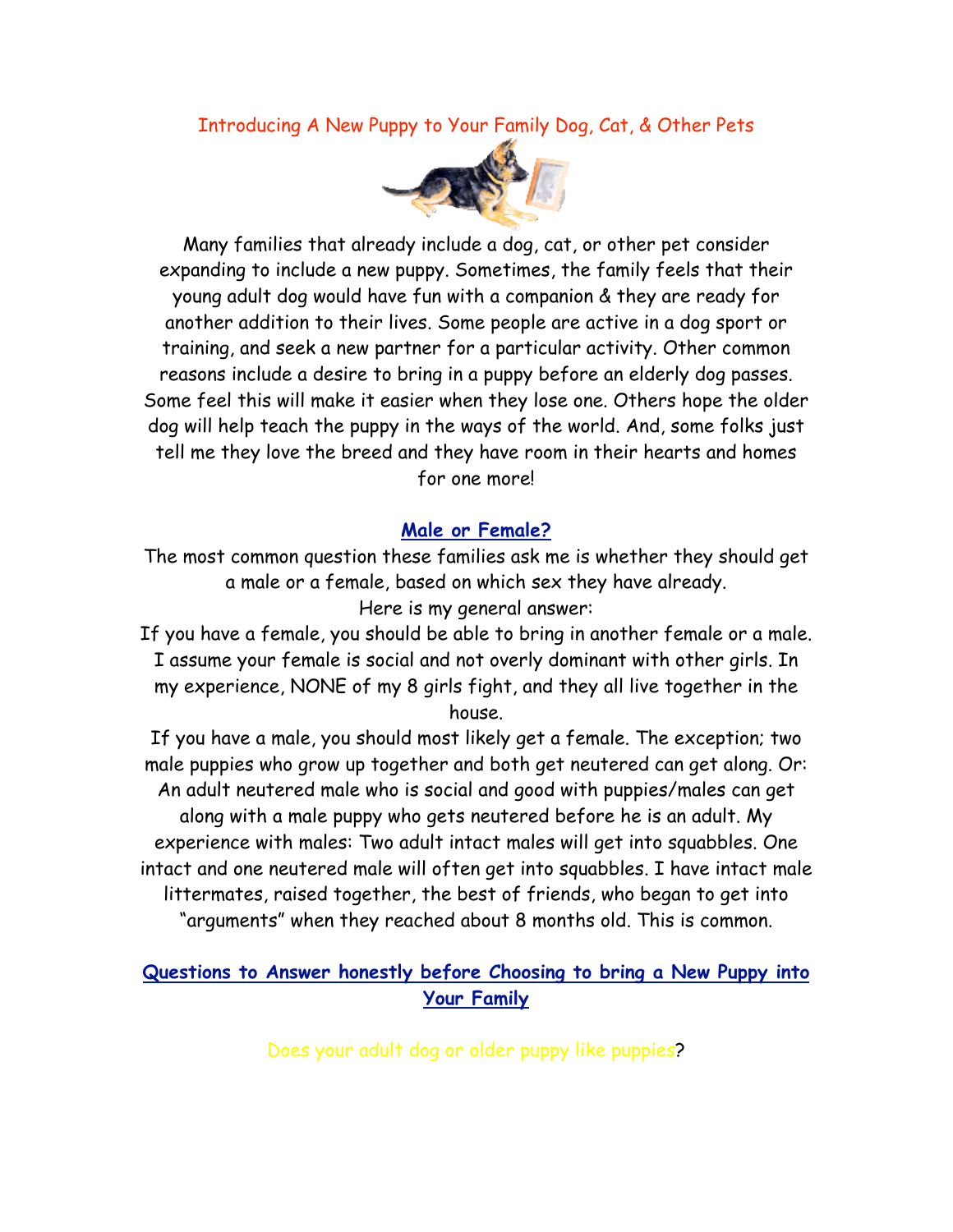# Introducing A New Puppy to Your Family Dog, Cat, & Other Pets

Many families that already include a dog, cat, or other pet consider expanding to include a new puppy. Sometimes, the family feels that their young adult dog would have fun with a companion & they are ready for another addition to their lives. Some people are active in a dog sport or training, and seek a new partner for a particular activity. Other common reasons include a desire to bring in a puppy before an elderly dog passes. Some feel this will make it easier when they lose one. Others hope the older dog will help teach the puppy in the ways of the world. And, some folks just tell me they love the breed and they have room in their hearts and homes for one more!

## Male or Female?

The most common question these families ask me is whether they should get a male or a female, based on which sex they have already.

Here is my general answer:

If you have a female, you should be able to bring in another female or a male. I assume your female is social and not overly dominant with other girls. In my experience, NONE of my 8 girls fight, and they all live together in the house.

If you have a male, you should most likely get a female. The exception; two male puppies who grow up together and both get neutered can get along. Or: An adult neutered male who is social and good with puppies/males can get along with a male puppy who gets neutered before he is an adult. My experience with males: Two adult intact males will get into squabbles. One intact and one neutered male will often get into squabbles. I have intact male littermates, raised together, the best of friends, who began to get into "arguments" when they reached about 8 months old. This is common.

## Questions to Answer honestly before Choosing to bring a New Puppy into Your Family

Does your adult dog or older puppy like puppies?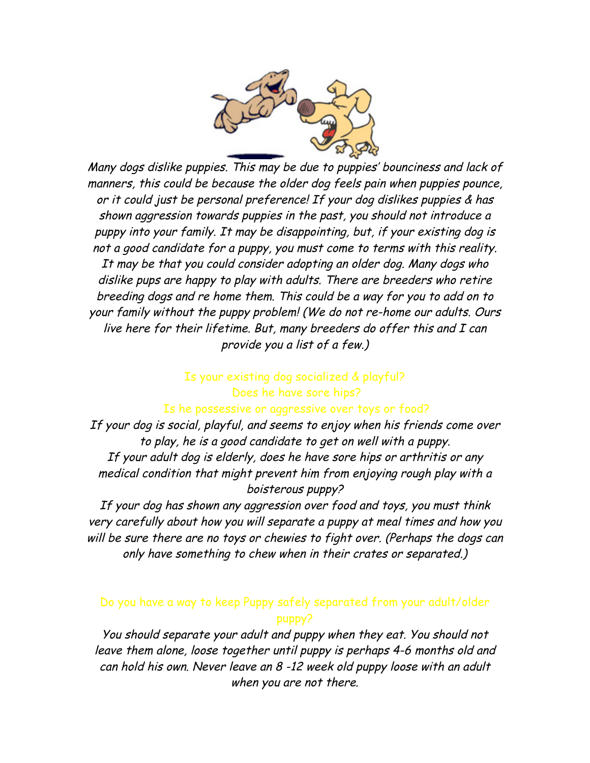*Many dogs dislike puppies. This may be due to puppies' bounciness and lack of manners, this could be because the older dog feels pain when puppies pounce, or it could just be personal preference! If your dog dislikes puppies & has shown aggression towards puppies in the past, you should not introduce a puppy into your family. It may be disappointing, but, if your existing dog is not a good candidate for a puppy, you must come to terms with this reality. It may be that you could consider adopting an older dog. Many dogs who dislike pups are happy to play with adults. There are breeders who retire breeding dogs and re home them. This could be a way for you to add on to your family without the puppy problem! (We do not re-home our adults. Ours live here for their lifetime. But, many breeders do offer this and I can provide you a list of a few.)*

## Is your existing dog socialized & playful?
## Does he have sore hips?
## Is he possessive or aggressive over toys or food?

*If your dog is social, playful, and seems to enjoy when his friends come over to play, he is a good candidate to get on well with a puppy.*
*If your adult dog is elderly, does he have sore hips or arthritis or any medical condition that might prevent him from enjoying rough play with a boisterous puppy?*
*If your dog has shown any aggression over food and toys, you must think very carefully about how you will separate a puppy at meal times and how you will be sure there are no toys or chewies to fight over. (Perhaps the dogs can only have something to chew when in their crates or separated.)*

## Do you have a way to keep Puppy safely separated from your adult/older puppy?

*You should separate your adult and puppy when they eat. You should not leave them alone, loose together until puppy is perhaps 4-6 months old and can hold his own. Never leave an 8 -12 week old puppy loose with an adult when you are not there.*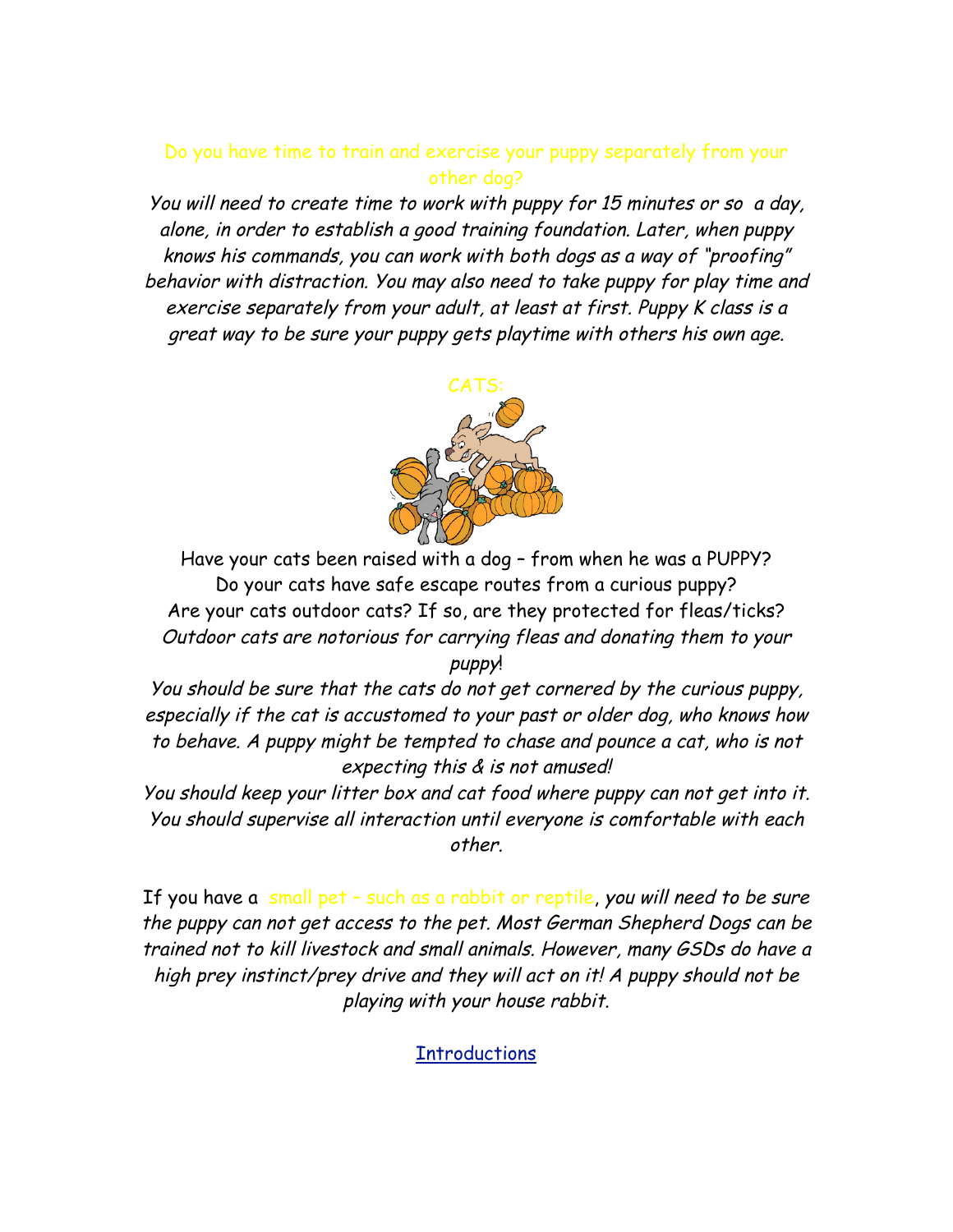## Do you have time to train and exercise your puppy separately from your other dog?

*You will need to create time to work with puppy for 15 minutes or so a day, alone, in order to establish a good training foundation. Later, when puppy knows his commands, you can work with both dogs as a way of "proofing" behavior with distraction. You may also need to take puppy for play time and exercise separately from your adult, at least at first. Puppy K class is a great way to be sure your puppy gets playtime with others his own age.*

## CATS:

Have your cats been raised with a dog – from when he was a PUPPY?
Do your cats have safe escape routes from a curious puppy?
Are your cats outdoor cats? If so, are they protected for fleas/ticks?
*Outdoor cats are notorious for carrying fleas and donating them to your puppy!*
*You should be sure that the cats do not get cornered by the curious puppy, especially if the cat is accustomed to your past or older dog, who knows how to behave. A puppy might be tempted to chase and pounce a cat, who is not expecting this & is not amused!*
*You should keep your litter box and cat food where puppy can not get into it. You should supervise all interaction until everyone is comfortable with each other.*

If you have a small pet – such as a rabbit or reptile, *you will need to be sure the puppy can not get access to the pet. Most German Shepherd Dogs can be trained not to kill livestock and small animals. However, many GSDs do have a high prey instinct/prey drive and they will act on it! A puppy should not be playing with your house rabbit.*

Introductions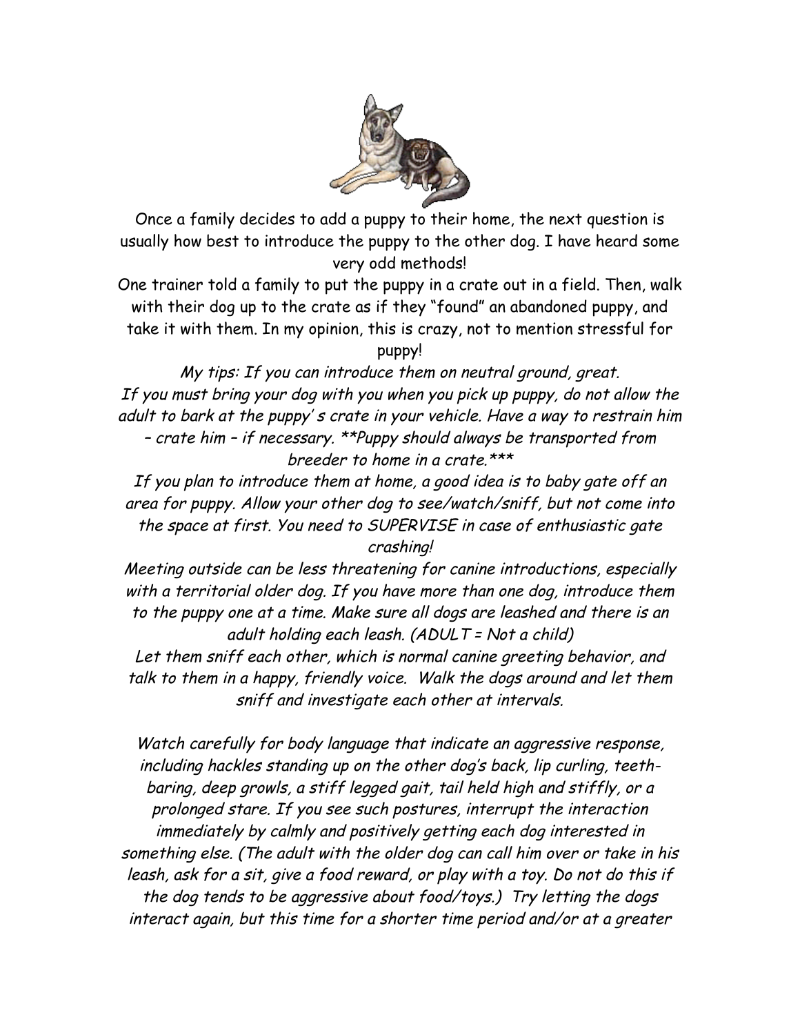Once a family decides to add a puppy to their home, the next question is usually how best to introduce the puppy to the other dog. I have heard some very odd methods!

One trainer told a family to put the puppy in a crate out in a field. Then, walk with their dog up to the crate as if they "found" an abandoned puppy, and take it with them. In my opinion, this is crazy, not to mention stressful for puppy!

*My tips: If you can introduce them on neutral ground, great.*

*If you must bring your dog with you when you pick up puppy, do not allow the adult to bark at the puppy' s crate in your vehicle. Have a way to restrain him – crate him – if necessary. **Puppy should always be transported from breeder to home in a crate.****

*If you plan to introduce them at home, a good idea is to baby gate off an area for puppy. Allow your other dog to see/watch/sniff, but not come into the space at first. You need to SUPERVISE in case of enthusiastic gate crashing!*

*Meeting outside can be less threatening for canine introductions, especially with a territorial older dog. If you have more than one dog, introduce them to the puppy one at a time. Make sure all dogs are leashed and there is an adult holding each leash. (ADULT = Not a child)*

*Let them sniff each other, which is normal canine greeting behavior, and talk to them in a happy, friendly voice. Walk the dogs around and let them sniff and investigate each other at intervals.*

*Watch carefully for body language that indicate an aggressive response, including hackles standing up on the other dog's back, lip curling, teeth-baring, deep growls, a stiff legged gait, tail held high and stiffly, or a prolonged stare. If you see such postures, interrupt the interaction immediately by calmly and positively getting each dog interested in something else. (The adult with the older dog can call him over or take in his leash, ask for a sit, give a food reward, or play with a toy. Do not do this if the dog tends to be aggressive about food/toys.) Try letting the dogs interact again, but this time for a shorter time period and/or at a greater*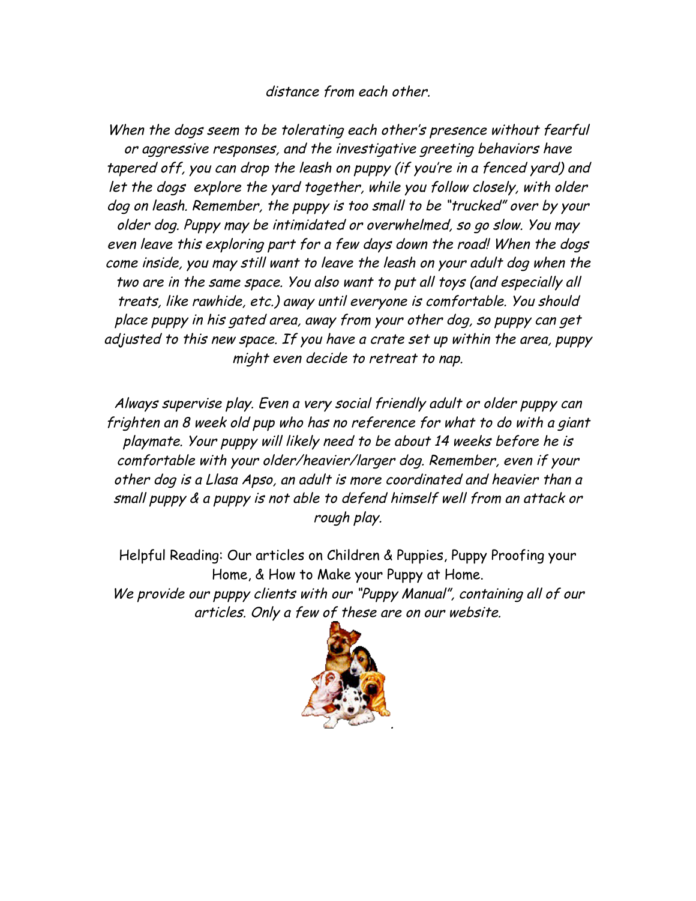*distance from each other.*

*When the dogs seem to be tolerating each other's presence without fearful or aggressive responses, and the investigative greeting behaviors have tapered off, you can drop the leash on puppy (if you're in a fenced yard) and let the dogs explore the yard together, while you follow closely, with older dog on leash. Remember, the puppy is too small to be "trucked" over by your older dog. Puppy may be intimidated or overwhelmed, so go slow. You may even leave this exploring part for a few days down the road! When the dogs come inside, you may still want to leave the leash on your adult dog when the two are in the same space. You also want to put all toys (and especially all treats, like rawhide, etc.) away until everyone is comfortable. You should place puppy in his gated area, away from your other dog, so puppy can get adjusted to this new space. If you have a crate set up within the area, puppy might even decide to retreat to nap.*

*Always supervise play. Even a very social friendly adult or older puppy can frighten an 8 week old pup who has no reference for what to do with a giant playmate. Your puppy will likely need to be about 14 weeks before he is comfortable with your older/heavier/larger dog. Remember, even if your other dog is a Llasa Apso, an adult is more coordinated and heavier than a small puppy & a puppy is not able to defend himself well from an attack or rough play.*

Helpful Reading: Our articles on Children & Puppies, Puppy Proofing your Home, & How to Make your Puppy at Home.

*We provide our puppy clients with our "Puppy Manual", containing all of our articles. Only a few of these are on our website.*